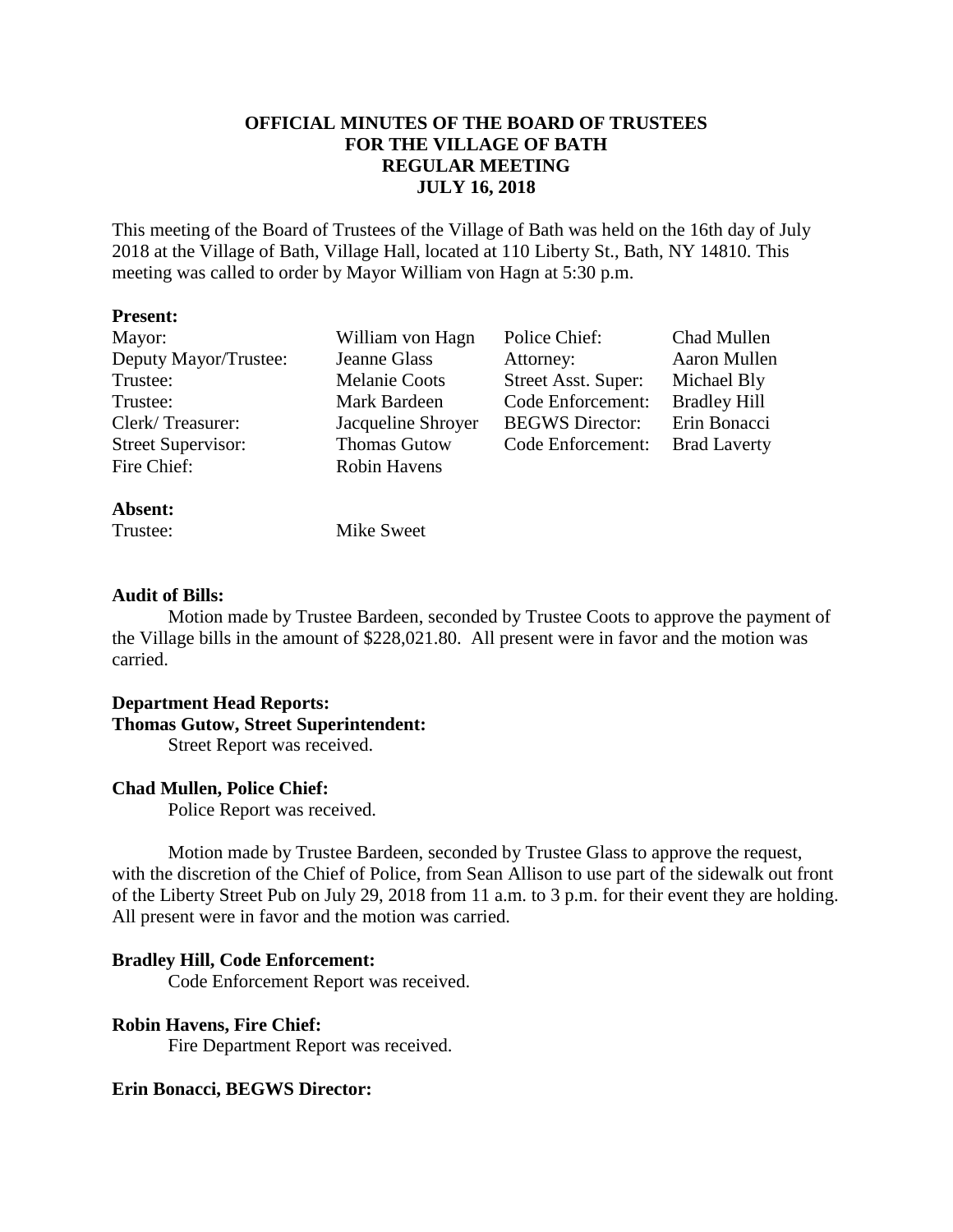# OFFICIAL MINUTES OF THE BOARD OF TRUSTEES FOR THE VILLAGE OF BATH REGULAR MEETING JULY 16, 2018

This meeting of the Board of Trustees of the Village of Bath was held on the 16th day of July 2018 at the Village of Bath, Village Hall, located at 110 Liberty St., Bath, NY 14810. This meeting was called to order by Mayor William von Hagn at 5:30 p.m.

**Present:**

| | | | |
|---|---|---|---|
| Mayor: | William von Hagn | Police Chief: | Chad Mullen |
| Deputy Mayor/Trustee: | Jeanne Glass | Attorney: | Aaron Mullen |
| Trustee: | Melanie Coots | Street Asst. Super: | Michael Bly |
| Trustee: | Mark Bardeen | Code Enforcement: | Bradley Hill |
| Clerk/ Treasurer: | Jacqueline Shroyer | BEGWS Director: | Erin Bonacci |
| Street Supervisor: | Thomas Gutow | Code Enforcement: | Brad Laverty |
| Fire Chief: | Robin Havens | | |

**Absent:**

Trustee: Mike Sweet

**Audit of Bills:**

Motion made by Trustee Bardeen, seconded by Trustee Coots to approve the payment of the Village bills in the amount of $228,021.80. All present were in favor and the motion was carried.

**Department Head Reports:**

**Thomas Gutow, Street Superintendent:**

Street Report was received.

**Chad Mullen, Police Chief:**

Police Report was received.

Motion made by Trustee Bardeen, seconded by Trustee Glass to approve the request, with the discretion of the Chief of Police, from Sean Allison to use part of the sidewalk out front of the Liberty Street Pub on July 29, 2018 from 11 a.m. to 3 p.m. for their event they are holding. All present were in favor and the motion was carried.

**Bradley Hill, Code Enforcement:**

Code Enforcement Report was received.

**Robin Havens, Fire Chief:**

Fire Department Report was received.

**Erin Bonacci, BEGWS Director:**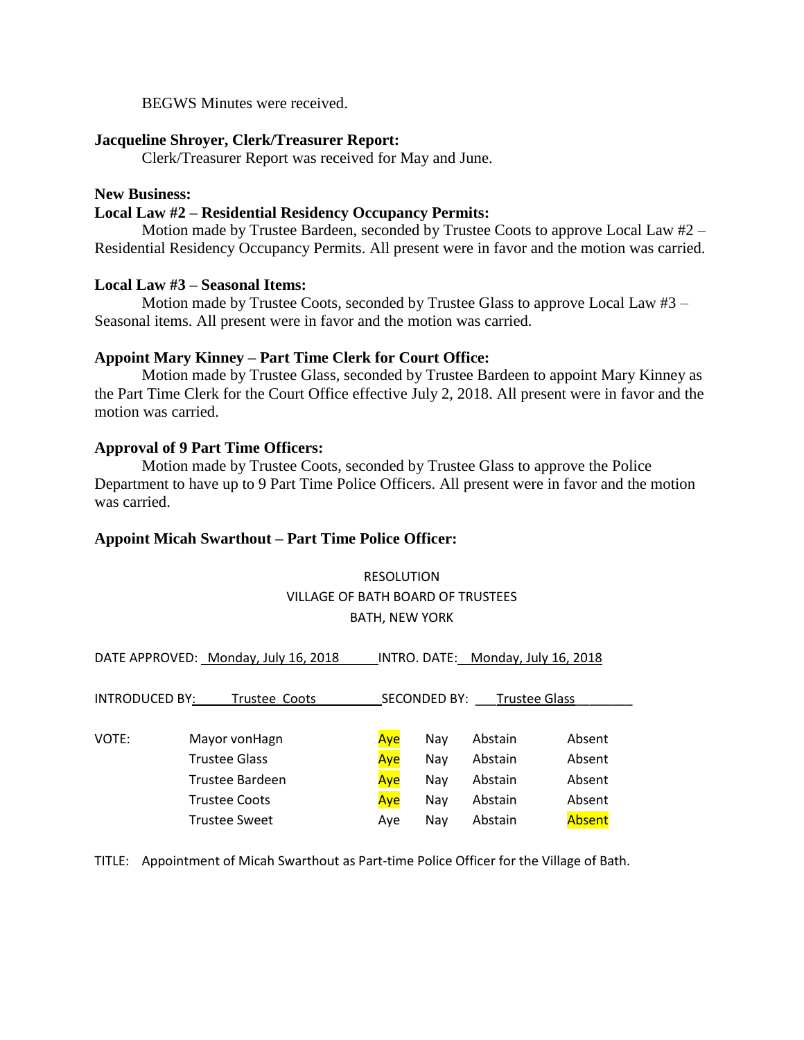BEGWS Minutes were received.

**Jacqueline Shroyer, Clerk/Treasurer Report:**

Clerk/Treasurer Report was received for May and June.

**New Business:**

**Local Law #2 – Residential Residency Occupancy Permits:**

Motion made by Trustee Bardeen, seconded by Trustee Coots to approve Local Law #2 – Residential Residency Occupancy Permits. All present were in favor and the motion was carried.

**Local Law #3 – Seasonal Items:**

Motion made by Trustee Coots, seconded by Trustee Glass to approve Local Law #3 – Seasonal items. All present were in favor and the motion was carried.

**Appoint Mary Kinney – Part Time Clerk for Court Office:**

Motion made by Trustee Glass, seconded by Trustee Bardeen to appoint Mary Kinney as the Part Time Clerk for the Court Office effective July 2, 2018. All present were in favor and the motion was carried.

**Approval of 9 Part Time Officers:**

Motion made by Trustee Coots, seconded by Trustee Glass to approve the Police Department to have up to 9 Part Time Police Officers. All present were in favor and the motion was carried.

**Appoint Micah Swarthout – Part Time Police Officer:**

RESOLUTION
VILLAGE OF BATH BOARD OF TRUSTEES
BATH, NEW YORK

DATE APPROVED: Monday, July 16, 2018 INTRO. DATE: Monday, July 16, 2018

INTRODUCED BY: Trustee Coots SECONDED BY: Trustee Glass

| VOTE: | | | | | |
|---|---|---|---|---|---|
| | Mayor vonHagn | **Aye** | Nay | Abstain | Absent |
| | Trustee Glass | **Aye** | Nay | Abstain | Absent |
| | Trustee Bardeen | **Aye** | Nay | Abstain | Absent |
| | Trustee Coots | **Aye** | Nay | Abstain | Absent |
| | Trustee Sweet | Aye | Nay | Abstain | **Absent** |

TITLE: Appointment of Micah Swarthout as Part-time Police Officer for the Village of Bath.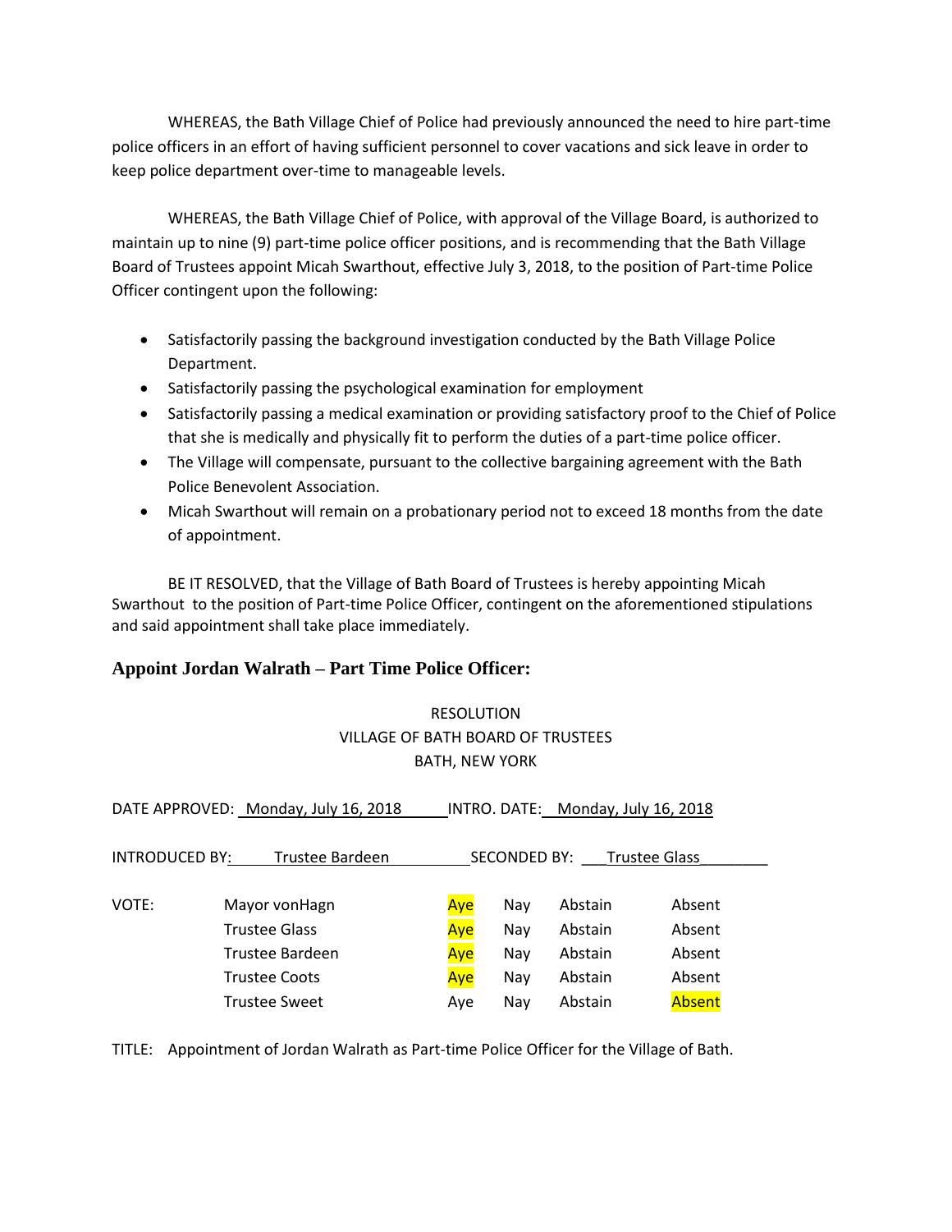WHEREAS, the Bath Village Chief of Police had previously announced the need to hire part-time police officers in an effort of having sufficient personnel to cover vacations and sick leave in order to keep police department over-time to manageable levels.

WHEREAS, the Bath Village Chief of Police, with approval of the Village Board, is authorized to maintain up to nine (9) part-time police officer positions, and is recommending that the Bath Village Board of Trustees appoint Micah Swarthout, effective July 3, 2018, to the position of Part-time Police Officer contingent upon the following:

- Satisfactorily passing the background investigation conducted by the Bath Village Police Department.
- Satisfactorily passing the psychological examination for employment
- Satisfactorily passing a medical examination or providing satisfactory proof to the Chief of Police that she is medically and physically fit to perform the duties of a part-time police officer.
- The Village will compensate, pursuant to the collective bargaining agreement with the Bath Police Benevolent Association.
- Micah Swarthout will remain on a probationary period not to exceed 18 months from the date of appointment.

BE IT RESOLVED, that the Village of Bath Board of Trustees is hereby appointing Micah Swarthout to the position of Part-time Police Officer, contingent on the aforementioned stipulations and said appointment shall take place immediately.

### Appoint Jordan Walrath – Part Time Police Officer:

RESOLUTION
VILLAGE OF BATH BOARD OF TRUSTEES
BATH, NEW YORK

DATE APPROVED: Monday, July 16, 2018 INTRO. DATE: Monday, July 16, 2018

INTRODUCED BY: Trustee Bardeen SECONDED BY: Trustee Glass

| VOTE: | | | | | |
|---|---|---|---|---|---|
| | Mayor vonHagn | **Aye** | Nay | Abstain | Absent |
| | Trustee Glass | **Aye** | Nay | Abstain | Absent |
| | Trustee Bardeen | **Aye** | Nay | Abstain | Absent |
| | Trustee Coots | **Aye** | Nay | Abstain | Absent |
| | Trustee Sweet | Aye | Nay | Abstain | **Absent** |

TITLE: Appointment of Jordan Walrath as Part-time Police Officer for the Village of Bath.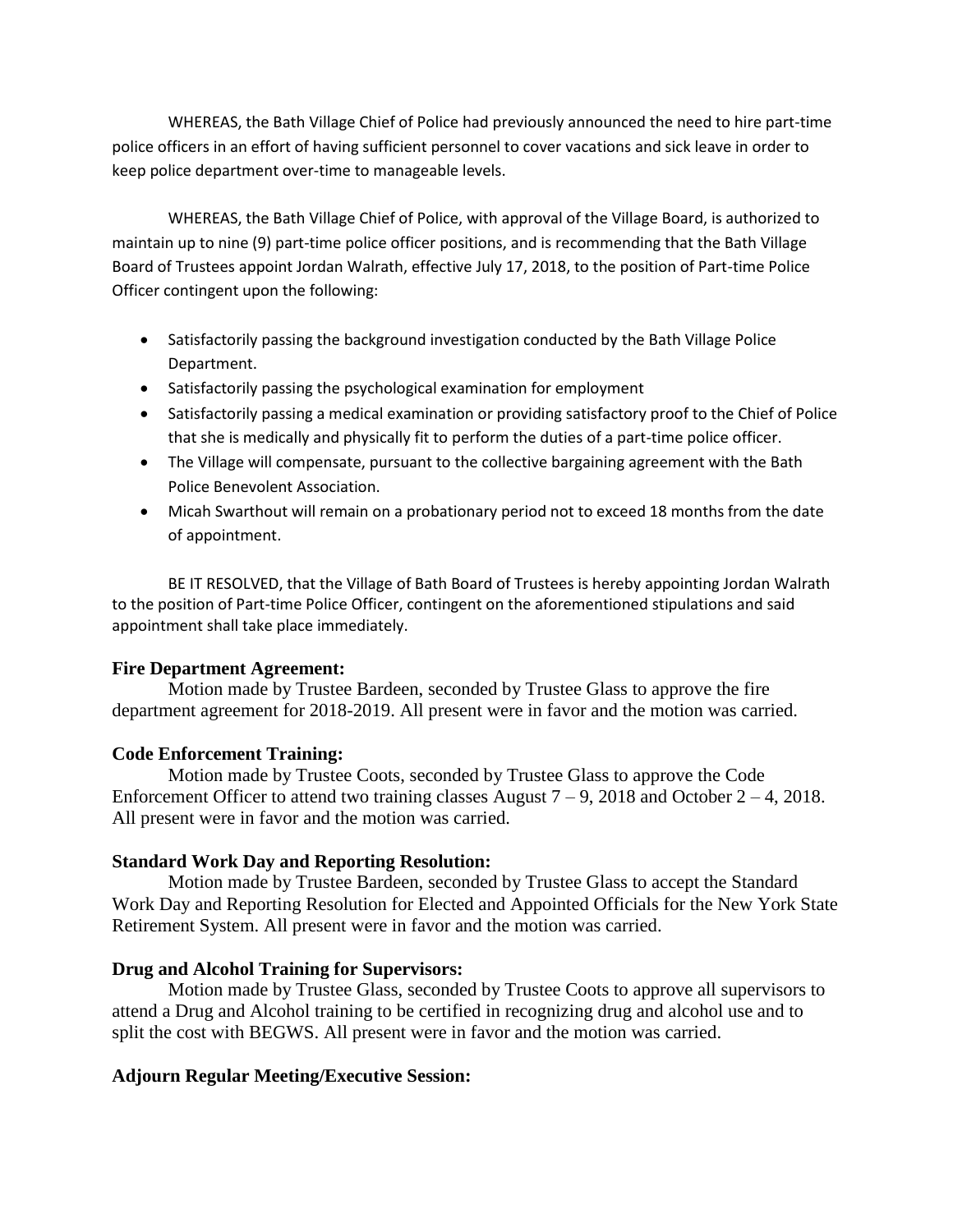WHEREAS, the Bath Village Chief of Police had previously announced the need to hire part-time police officers in an effort of having sufficient personnel to cover vacations and sick leave in order to keep police department over-time to manageable levels.

WHEREAS, the Bath Village Chief of Police, with approval of the Village Board, is authorized to maintain up to nine (9) part-time police officer positions, and is recommending that the Bath Village Board of Trustees appoint Jordan Walrath, effective July 17, 2018, to the position of Part-time Police Officer contingent upon the following:

- Satisfactorily passing the background investigation conducted by the Bath Village Police Department.
- Satisfactorily passing the psychological examination for employment
- Satisfactorily passing a medical examination or providing satisfactory proof to the Chief of Police that she is medically and physically fit to perform the duties of a part-time police officer.
- The Village will compensate, pursuant to the collective bargaining agreement with the Bath Police Benevolent Association.
- Micah Swarthout will remain on a probationary period not to exceed 18 months from the date of appointment.

BE IT RESOLVED, that the Village of Bath Board of Trustees is hereby appointing Jordan Walrath to the position of Part-time Police Officer, contingent on the aforementioned stipulations and said appointment shall take place immediately.

**Fire Department Agreement:**

Motion made by Trustee Bardeen, seconded by Trustee Glass to approve the fire department agreement for 2018-2019. All present were in favor and the motion was carried.

**Code Enforcement Training:**

Motion made by Trustee Coots, seconded by Trustee Glass to approve the Code Enforcement Officer to attend two training classes August 7 – 9, 2018 and October 2 – 4, 2018. All present were in favor and the motion was carried.

**Standard Work Day and Reporting Resolution:**

Motion made by Trustee Bardeen, seconded by Trustee Glass to accept the Standard Work Day and Reporting Resolution for Elected and Appointed Officials for the New York State Retirement System. All present were in favor and the motion was carried.

**Drug and Alcohol Training for Supervisors:**

Motion made by Trustee Glass, seconded by Trustee Coots to approve all supervisors to attend a Drug and Alcohol training to be certified in recognizing drug and alcohol use and to split the cost with BEGWS. All present were in favor and the motion was carried.

**Adjourn Regular Meeting/Executive Session:**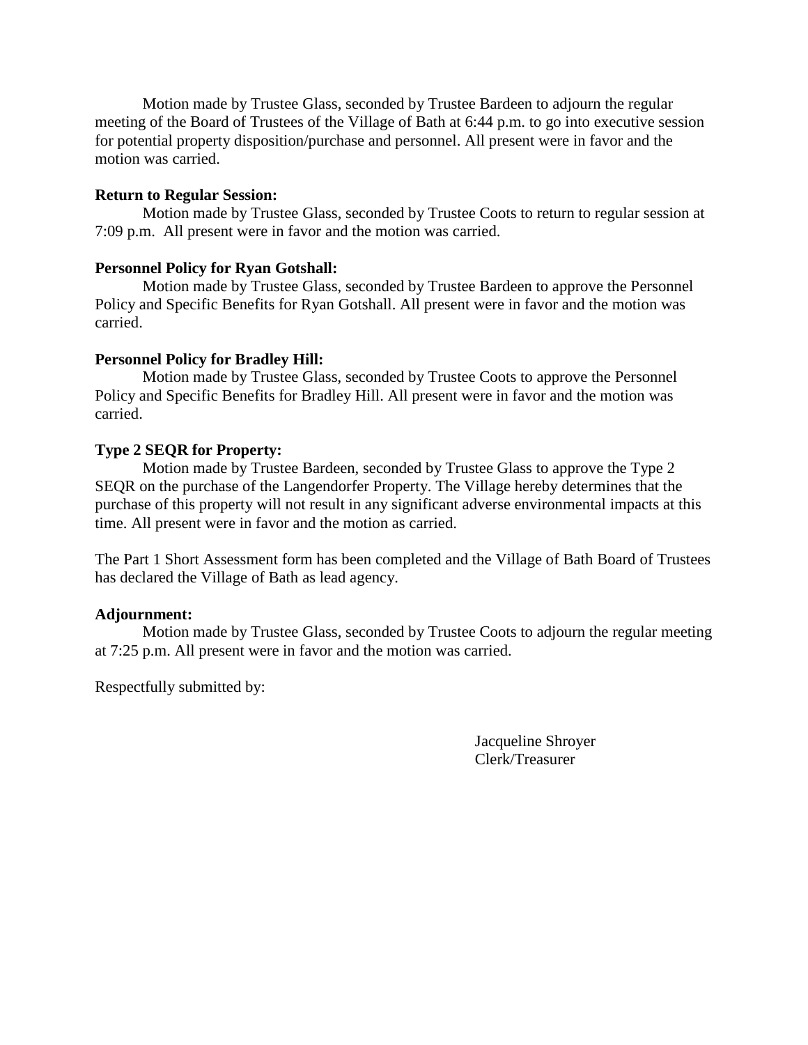Motion made by Trustee Glass, seconded by Trustee Bardeen to adjourn the regular meeting of the Board of Trustees of the Village of Bath at 6:44 p.m. to go into executive session for potential property disposition/purchase and personnel. All present were in favor and the motion was carried.

**Return to Regular Session:**

Motion made by Trustee Glass, seconded by Trustee Coots to return to regular session at 7:09 p.m. All present were in favor and the motion was carried.

**Personnel Policy for Ryan Gotshall:**

Motion made by Trustee Glass, seconded by Trustee Bardeen to approve the Personnel Policy and Specific Benefits for Ryan Gotshall. All present were in favor and the motion was carried.

**Personnel Policy for Bradley Hill:**

Motion made by Trustee Glass, seconded by Trustee Coots to approve the Personnel Policy and Specific Benefits for Bradley Hill. All present were in favor and the motion was carried.

**Type 2 SEQR for Property:**

Motion made by Trustee Bardeen, seconded by Trustee Glass to approve the Type 2 SEQR on the purchase of the Langendorfer Property. The Village hereby determines that the purchase of this property will not result in any significant adverse environmental impacts at this time. All present were in favor and the motion as carried.

The Part 1 Short Assessment form has been completed and the Village of Bath Board of Trustees has declared the Village of Bath as lead agency.

**Adjournment:**

Motion made by Trustee Glass, seconded by Trustee Coots to adjourn the regular meeting at 7:25 p.m. All present were in favor and the motion was carried.

Respectfully submitted by:

Jacqueline Shroyer
Clerk/Treasurer